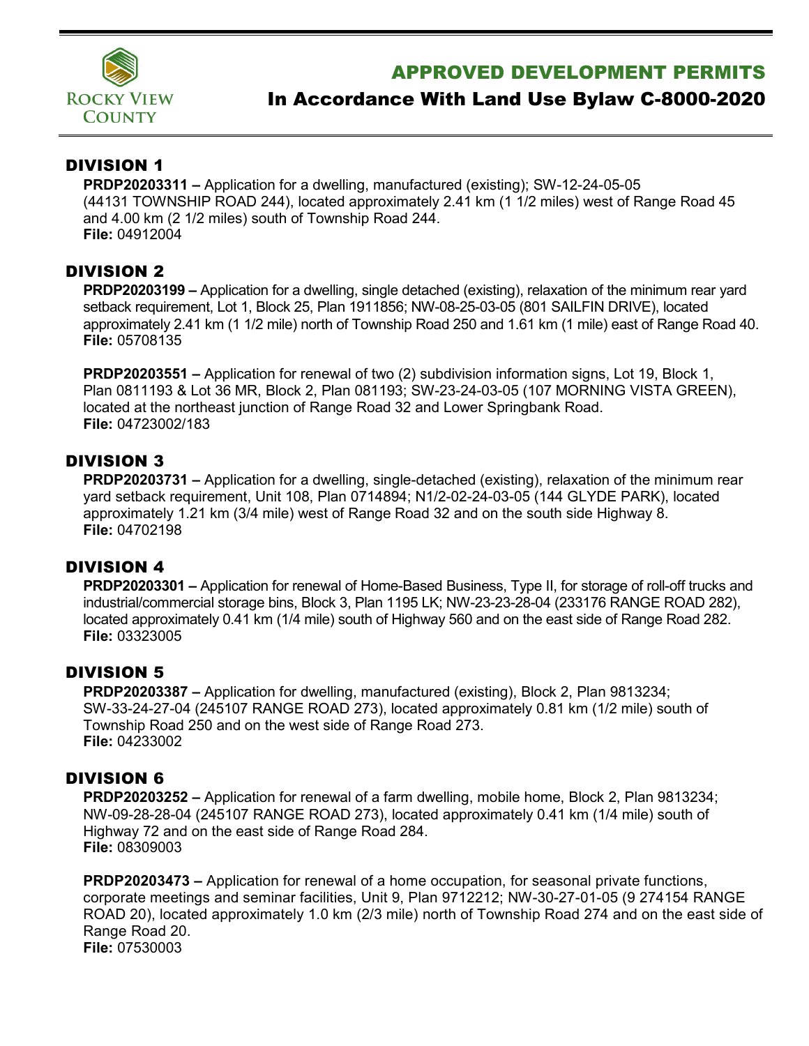Rocky View County

# APPROVED DEVELOPMENT PERMITS

## In Accordance With Land Use Bylaw C-8000-2020

### DIVISION 1

**PRDP20203311 –** Application for a dwelling, manufactured (existing); SW-12-24-05-05 (44131 TOWNSHIP ROAD 244), located approximately 2.41 km (1 1/2 miles) west of Range Road 45 and 4.00 km (2 1/2 miles) south of Township Road 244.
**File:** 04912004

### DIVISION 2

**PRDP20203199 –** Application for a dwelling, single detached (existing), relaxation of the minimum rear yard setback requirement, Lot 1, Block 25, Plan 1911856; NW-08-25-03-05 (801 SAILFIN DRIVE), located approximately 2.41 km (1 1/2 mile) north of Township Road 250 and 1.61 km (1 mile) east of Range Road 40.
**File:** 05708135

**PRDP20203551 –** Application for renewal of two (2) subdivision information signs, Lot 19, Block 1, Plan 0811193 & Lot 36 MR, Block 2, Plan 081193; SW-23-24-03-05 (107 MORNING VISTA GREEN), located at the northeast junction of Range Road 32 and Lower Springbank Road.
**File:** 04723002/183

### DIVISION 3

**PRDP20203731 –** Application for a dwelling, single-detached (existing), relaxation of the minimum rear yard setback requirement, Unit 108, Plan 0714894; N1/2-02-24-03-05 (144 GLYDE PARK), located approximately 1.21 km (3/4 mile) west of Range Road 32 and on the south side Highway 8.
**File:** 04702198

### DIVISION 4

**PRDP20203301 –** Application for renewal of Home-Based Business, Type II, for storage of roll-off trucks and industrial/commercial storage bins, Block 3, Plan 1195 LK; NW-23-23-28-04 (233176 RANGE ROAD 282), located approximately 0.41 km (1/4 mile) south of Highway 560 and on the east side of Range Road 282.
**File:** 03323005

### DIVISION 5

**PRDP20203387 –** Application for dwelling, manufactured (existing), Block 2, Plan 9813234; SW-33-24-27-04 (245107 RANGE ROAD 273), located approximately 0.81 km (1/2 mile) south of Township Road 250 and on the west side of Range Road 273.
**File:** 04233002

### DIVISION 6

**PRDP20203252 –** Application for renewal of a farm dwelling, mobile home, Block 2, Plan 9813234; NW-09-28-28-04 (245107 RANGE ROAD 273), located approximately 0.41 km (1/4 mile) south of Highway 72 and on the east side of Range Road 284.
**File:** 08309003

**PRDP20203473 –** Application for renewal of a home occupation, for seasonal private functions, corporate meetings and seminar facilities, Unit 9, Plan 9712212; NW-30-27-01-05 (9 274154 RANGE ROAD 20), located approximately 1.0 km (2/3 mile) north of Township Road 274 and on the east side of Range Road 20.
**File:** 07530003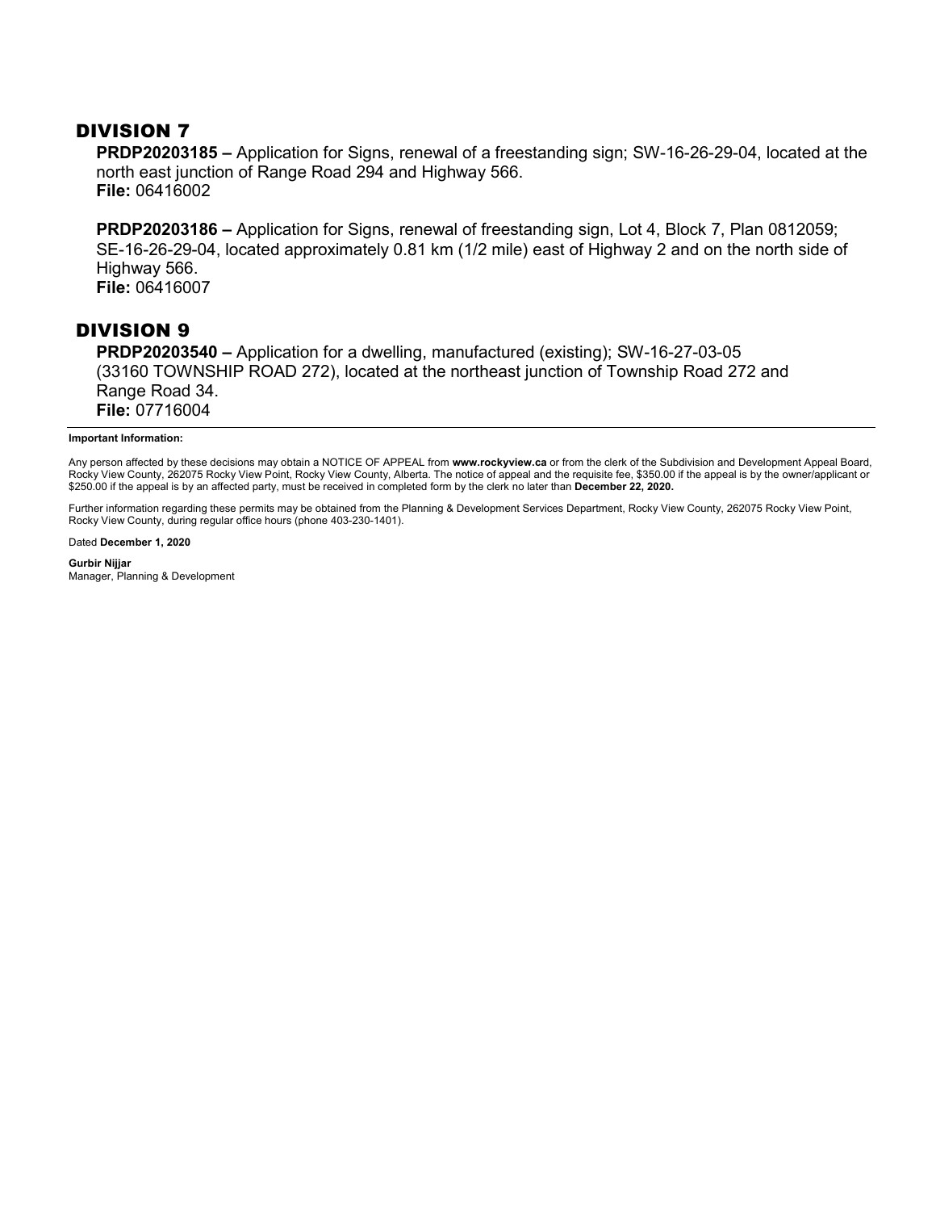## DIVISION 7

**PRDP20203185 –** Application for Signs, renewal of a freestanding sign; SW-16-26-29-04, located at the north east junction of Range Road 294 and Highway 566.
**File:** 06416002

**PRDP20203186 –** Application for Signs, renewal of freestanding sign, Lot 4, Block 7, Plan 0812059; SE-16-26-29-04, located approximately 0.81 km (1/2 mile) east of Highway 2 and on the north side of Highway 566.
**File:** 06416007

## DIVISION 9

**PRDP20203540 –** Application for a dwelling, manufactured (existing); SW-16-27-03-05 (33160 TOWNSHIP ROAD 272), located at the northeast junction of Township Road 272 and Range Road 34.
**File:** 07716004

---

**Important Information:**

Any person affected by these decisions may obtain a NOTICE OF APPEAL from **www.rockyview.ca** or from the clerk of the Subdivision and Development Appeal Board, Rocky View County, 262075 Rocky View Point, Rocky View County, Alberta. The notice of appeal and the requisite fee, $350.00 if the appeal is by the owner/applicant or $250.00 if the appeal is by an affected party, must be received in completed form by the clerk no later than **December 22, 2020.**

Further information regarding these permits may be obtained from the Planning & Development Services Department, Rocky View County, 262075 Rocky View Point, Rocky View County, during regular office hours (phone 403-230-1401).

Dated **December 1, 2020**

**Gurbir Nijjar**
Manager, Planning & Development